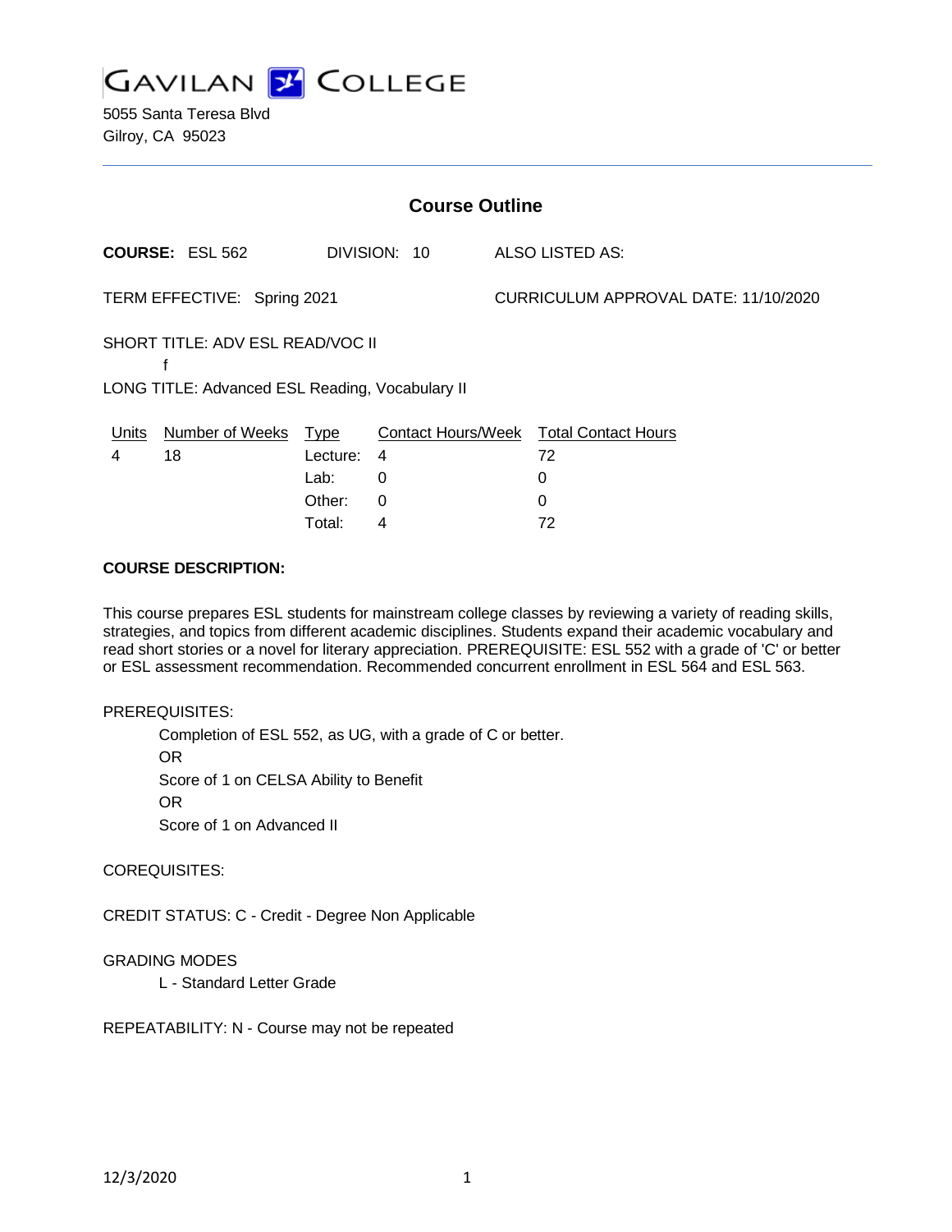# GAVILAN COLLEGE

5055 Santa Teresa Blvd
Gilroy, CA 95023

## Course Outline

**COURSE:** ESL 562 DIVISION: 10 ALSO LISTED AS:

TERM EFFECTIVE: Spring 2021 CURRICULUM APPROVAL DATE: 11/10/2020

SHORT TITLE: ADV ESL READ/VOC II
f

LONG TITLE: Advanced ESL Reading, Vocabulary II

| Units | Number of Weeks | Type | Contact Hours/Week | Total Contact Hours |
|---|---|---|---|---|
| 4 | 18 | Lecture: | 4 | 72 |
| | | Lab: | 0 | 0 |
| | | Other: | 0 | 0 |
| | | Total: | 4 | 72 |

**COURSE DESCRIPTION:**

This course prepares ESL students for mainstream college classes by reviewing a variety of reading skills, strategies, and topics from different academic disciplines. Students expand their academic vocabulary and read short stories or a novel for literary appreciation. PREREQUISITE: ESL 552 with a grade of 'C' or better or ESL assessment recommendation. Recommended concurrent enrollment in ESL 564 and ESL 563.

PREREQUISITES:

Completion of ESL 552, as UG, with a grade of C or better.
OR
Score of 1 on CELSA Ability to Benefit
OR
Score of 1 on Advanced II

COREQUISITES:

CREDIT STATUS: C - Credit - Degree Non Applicable

GRADING MODES

L - Standard Letter Grade

REPEATABILITY: N - Course may not be repeated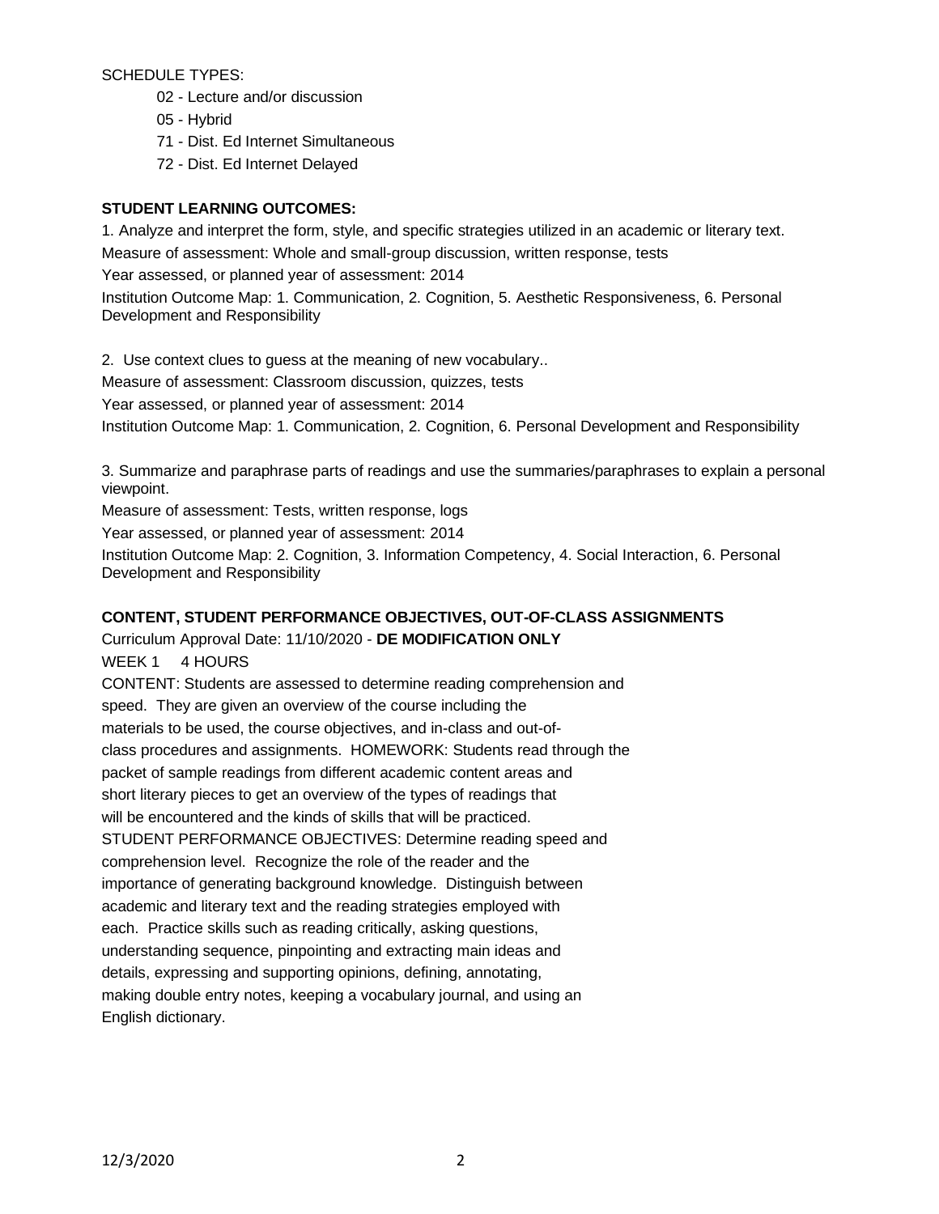SCHEDULE TYPES:

- 02 - Lecture and/or discussion
- 05 - Hybrid
- 71 - Dist. Ed Internet Simultaneous
- 72 - Dist. Ed Internet Delayed

**STUDENT LEARNING OUTCOMES:**

1. Analyze and interpret the form, style, and specific strategies utilized in an academic or literary text.

Measure of assessment: Whole and small-group discussion, written response, tests

Year assessed, or planned year of assessment: 2014

Institution Outcome Map: 1. Communication, 2. Cognition, 5. Aesthetic Responsiveness, 6. Personal Development and Responsibility

2. Use context clues to guess at the meaning of new vocabulary..

Measure of assessment: Classroom discussion, quizzes, tests

Year assessed, or planned year of assessment: 2014

Institution Outcome Map: 1. Communication, 2. Cognition, 6. Personal Development and Responsibility

3. Summarize and paraphrase parts of readings and use the summaries/paraphrases to explain a personal viewpoint.

Measure of assessment: Tests, written response, logs

Year assessed, or planned year of assessment: 2014

Institution Outcome Map: 2. Cognition, 3. Information Competency, 4. Social Interaction, 6. Personal Development and Responsibility

**CONTENT, STUDENT PERFORMANCE OBJECTIVES, OUT-OF-CLASS ASSIGNMENTS**

Curriculum Approval Date: 11/10/2020 - **DE MODIFICATION ONLY**

WEEK 1 4 HOURS

CONTENT: Students are assessed to determine reading comprehension and speed. They are given an overview of the course including the materials to be used, the course objectives, and in-class and out-of-class procedures and assignments. HOMEWORK: Students read through the packet of sample readings from different academic content areas and short literary pieces to get an overview of the types of readings that will be encountered and the kinds of skills that will be practiced.

STUDENT PERFORMANCE OBJECTIVES: Determine reading speed and comprehension level. Recognize the role of the reader and the importance of generating background knowledge. Distinguish between academic and literary text and the reading strategies employed with each. Practice skills such as reading critically, asking questions, understanding sequence, pinpointing and extracting main ideas and details, expressing and supporting opinions, defining, annotating, making double entry notes, keeping a vocabulary journal, and using an English dictionary.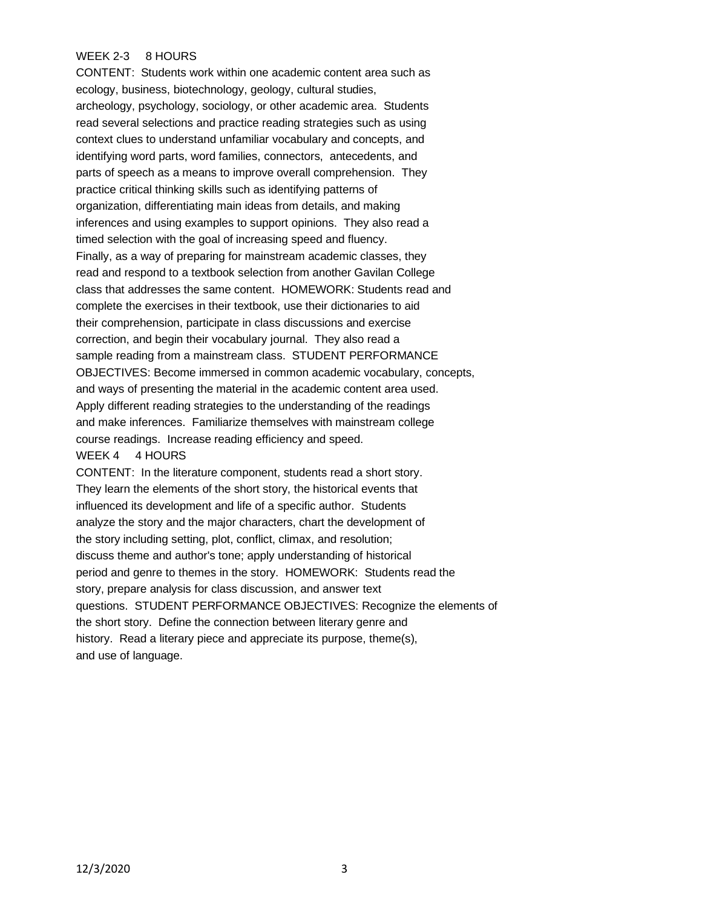WEEK 2-3 8 HOURS

CONTENT: Students work within one academic content area such as ecology, business, biotechnology, geology, cultural studies, archeology, psychology, sociology, or other academic area. Students read several selections and practice reading strategies such as using context clues to understand unfamiliar vocabulary and concepts, and identifying word parts, word families, connectors, antecedents, and parts of speech as a means to improve overall comprehension. They practice critical thinking skills such as identifying patterns of organization, differentiating main ideas from details, and making inferences and using examples to support opinions. They also read a timed selection with the goal of increasing speed and fluency. Finally, as a way of preparing for mainstream academic classes, they read and respond to a textbook selection from another Gavilan College class that addresses the same content. HOMEWORK: Students read and complete the exercises in their textbook, use their dictionaries to aid their comprehension, participate in class discussions and exercise correction, and begin their vocabulary journal. They also read a sample reading from a mainstream class. STUDENT PERFORMANCE OBJECTIVES: Become immersed in common academic vocabulary, concepts, and ways of presenting the material in the academic content area used. Apply different reading strategies to the understanding of the readings and make inferences. Familiarize themselves with mainstream college course readings. Increase reading efficiency and speed.

WEEK 4 4 HOURS

CONTENT: In the literature component, students read a short story. They learn the elements of the short story, the historical events that influenced its development and life of a specific author. Students analyze the story and the major characters, chart the development of the story including setting, plot, conflict, climax, and resolution; discuss theme and author's tone; apply understanding of historical period and genre to themes in the story. HOMEWORK: Students read the story, prepare analysis for class discussion, and answer text questions. STUDENT PERFORMANCE OBJECTIVES: Recognize the elements of the short story. Define the connection between literary genre and history. Read a literary piece and appreciate its purpose, theme(s), and use of language.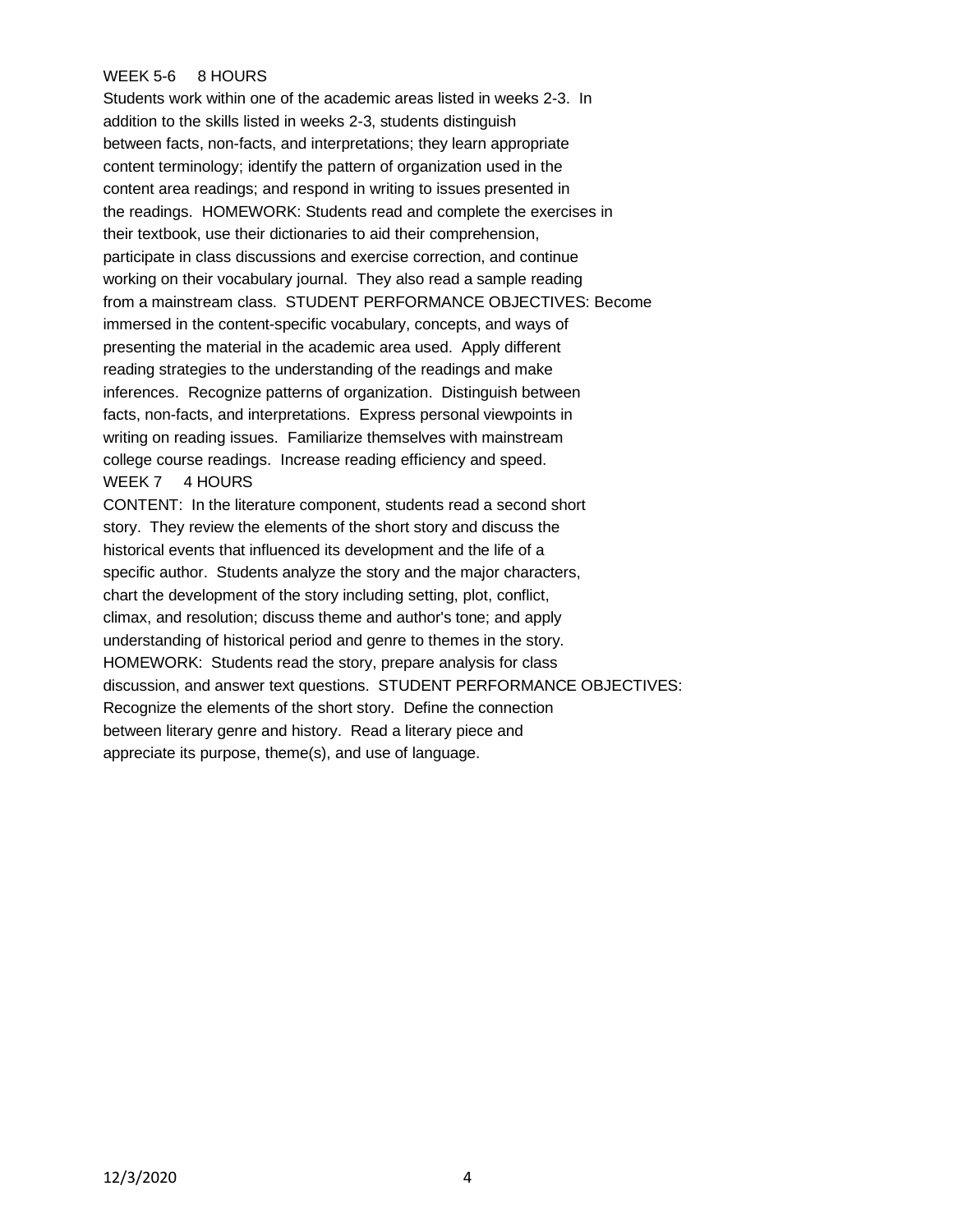WEEK 5-6     8 HOURS

Students work within one of the academic areas listed in weeks 2-3. In addition to the skills listed in weeks 2-3, students distinguish between facts, non-facts, and interpretations; they learn appropriate content terminology; identify the pattern of organization used in the content area readings; and respond in writing to issues presented in the readings. HOMEWORK: Students read and complete the exercises in their textbook, use their dictionaries to aid their comprehension, participate in class discussions and exercise correction, and continue working on their vocabulary journal. They also read a sample reading from a mainstream class. STUDENT PERFORMANCE OBJECTIVES: Become immersed in the content-specific vocabulary, concepts, and ways of presenting the material in the academic area used. Apply different reading strategies to the understanding of the readings and make inferences. Recognize patterns of organization. Distinguish between facts, non-facts, and interpretations. Express personal viewpoints in writing on reading issues. Familiarize themselves with mainstream college course readings. Increase reading efficiency and speed.

WEEK 7     4 HOURS

CONTENT: In the literature component, students read a second short story. They review the elements of the short story and discuss the historical events that influenced its development and the life of a specific author. Students analyze the story and the major characters, chart the development of the story including setting, plot, conflict, climax, and resolution; discuss theme and author's tone; and apply understanding of historical period and genre to themes in the story. HOMEWORK: Students read the story, prepare analysis for class discussion, and answer text questions. STUDENT PERFORMANCE OBJECTIVES: Recognize the elements of the short story. Define the connection between literary genre and history. Read a literary piece and appreciate its purpose, theme(s), and use of language.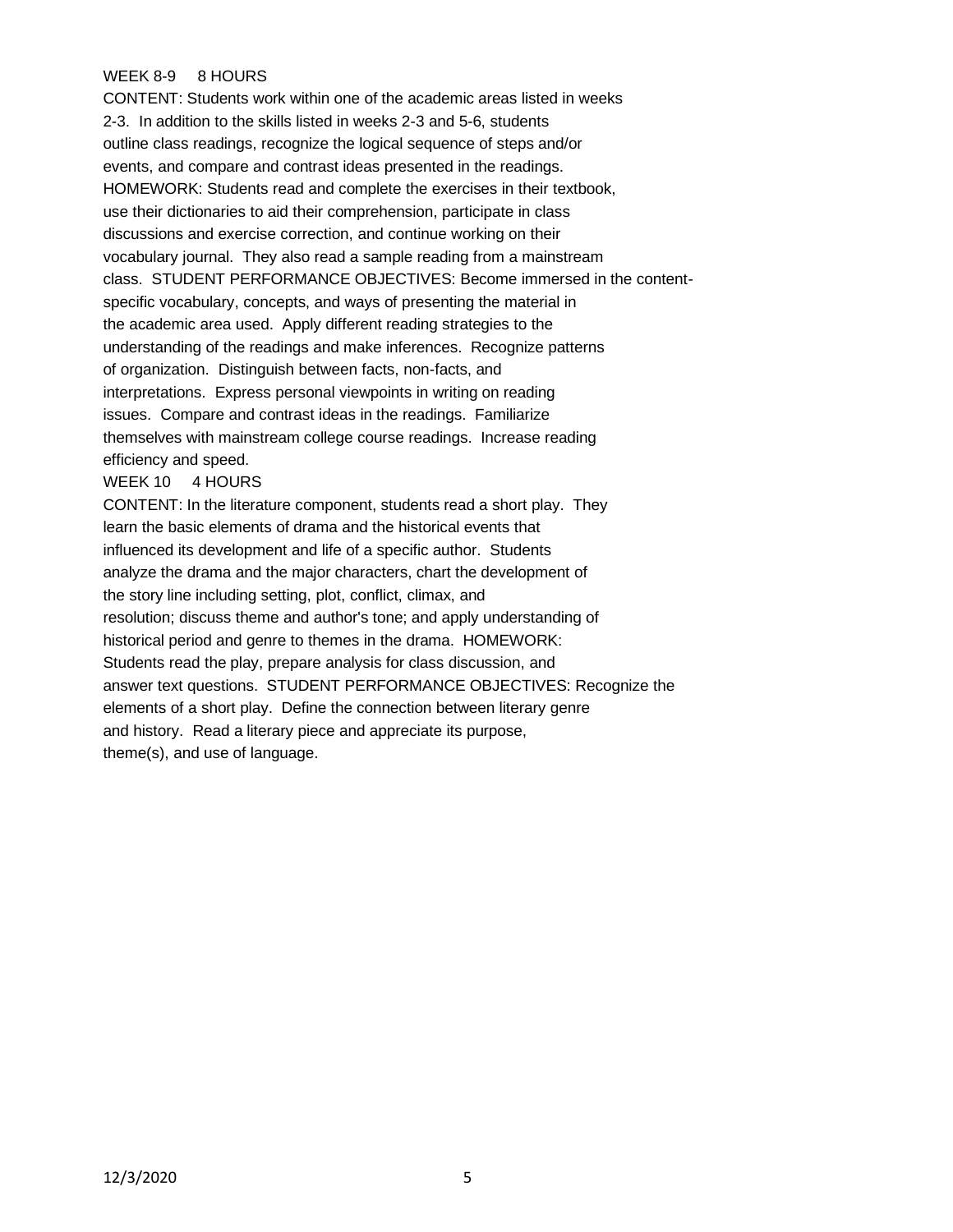WEEK 8-9     8 HOURS

CONTENT: Students work within one of the academic areas listed in weeks 2-3. In addition to the skills listed in weeks 2-3 and 5-6, students outline class readings, recognize the logical sequence of steps and/or events, and compare and contrast ideas presented in the readings. HOMEWORK: Students read and complete the exercises in their textbook, use their dictionaries to aid their comprehension, participate in class discussions and exercise correction, and continue working on their vocabulary journal. They also read a sample reading from a mainstream class. STUDENT PERFORMANCE OBJECTIVES: Become immersed in the content-specific vocabulary, concepts, and ways of presenting the material in the academic area used. Apply different reading strategies to the understanding of the readings and make inferences. Recognize patterns of organization. Distinguish between facts, non-facts, and interpretations. Express personal viewpoints in writing on reading issues. Compare and contrast ideas in the readings. Familiarize themselves with mainstream college course readings. Increase reading efficiency and speed.

WEEK 10     4 HOURS

CONTENT: In the literature component, students read a short play. They learn the basic elements of drama and the historical events that influenced its development and life of a specific author. Students analyze the drama and the major characters, chart the development of the story line including setting, plot, conflict, climax, and resolution; discuss theme and author's tone; and apply understanding of historical period and genre to themes in the drama. HOMEWORK: Students read the play, prepare analysis for class discussion, and answer text questions. STUDENT PERFORMANCE OBJECTIVES: Recognize the elements of a short play. Define the connection between literary genre and history. Read a literary piece and appreciate its purpose, theme(s), and use of language.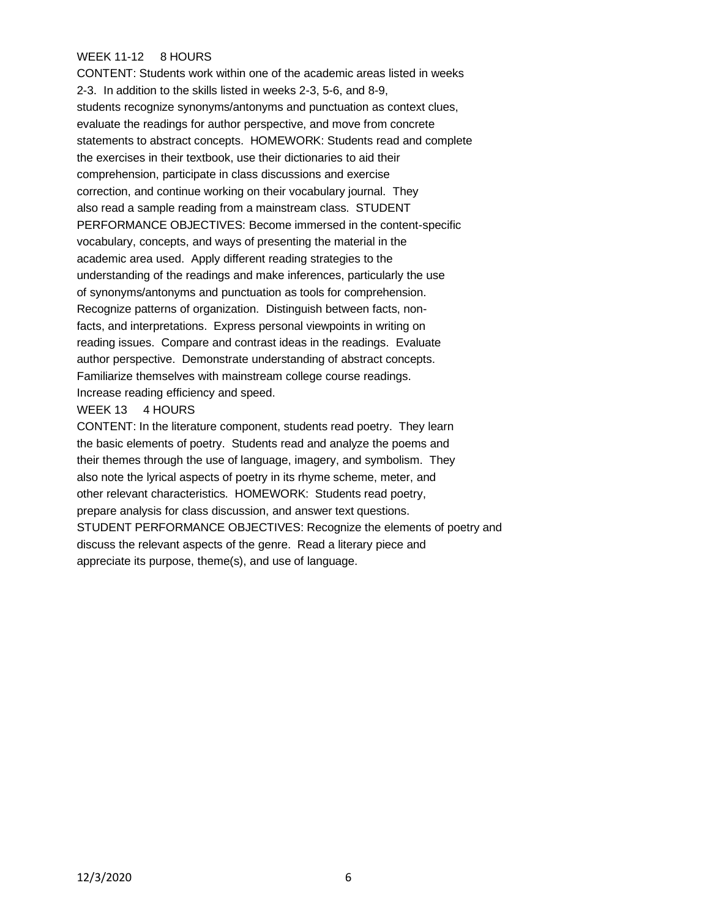WEEK 11-12 8 HOURS

CONTENT: Students work within one of the academic areas listed in weeks 2-3. In addition to the skills listed in weeks 2-3, 5-6, and 8-9, students recognize synonyms/antonyms and punctuation as context clues, evaluate the readings for author perspective, and move from concrete statements to abstract concepts. HOMEWORK: Students read and complete the exercises in their textbook, use their dictionaries to aid their comprehension, participate in class discussions and exercise correction, and continue working on their vocabulary journal. They also read a sample reading from a mainstream class. STUDENT PERFORMANCE OBJECTIVES: Become immersed in the content-specific vocabulary, concepts, and ways of presenting the material in the academic area used. Apply different reading strategies to the understanding of the readings and make inferences, particularly the use of synonyms/antonyms and punctuation as tools for comprehension. Recognize patterns of organization. Distinguish between facts, non-facts, and interpretations. Express personal viewpoints in writing on reading issues. Compare and contrast ideas in the readings. Evaluate author perspective. Demonstrate understanding of abstract concepts. Familiarize themselves with mainstream college course readings. Increase reading efficiency and speed.

WEEK 13 4 HOURS

CONTENT: In the literature component, students read poetry. They learn the basic elements of poetry. Students read and analyze the poems and their themes through the use of language, imagery, and symbolism. They also note the lyrical aspects of poetry in its rhyme scheme, meter, and other relevant characteristics. HOMEWORK: Students read poetry, prepare analysis for class discussion, and answer text questions. STUDENT PERFORMANCE OBJECTIVES: Recognize the elements of poetry and discuss the relevant aspects of the genre. Read a literary piece and appreciate its purpose, theme(s), and use of language.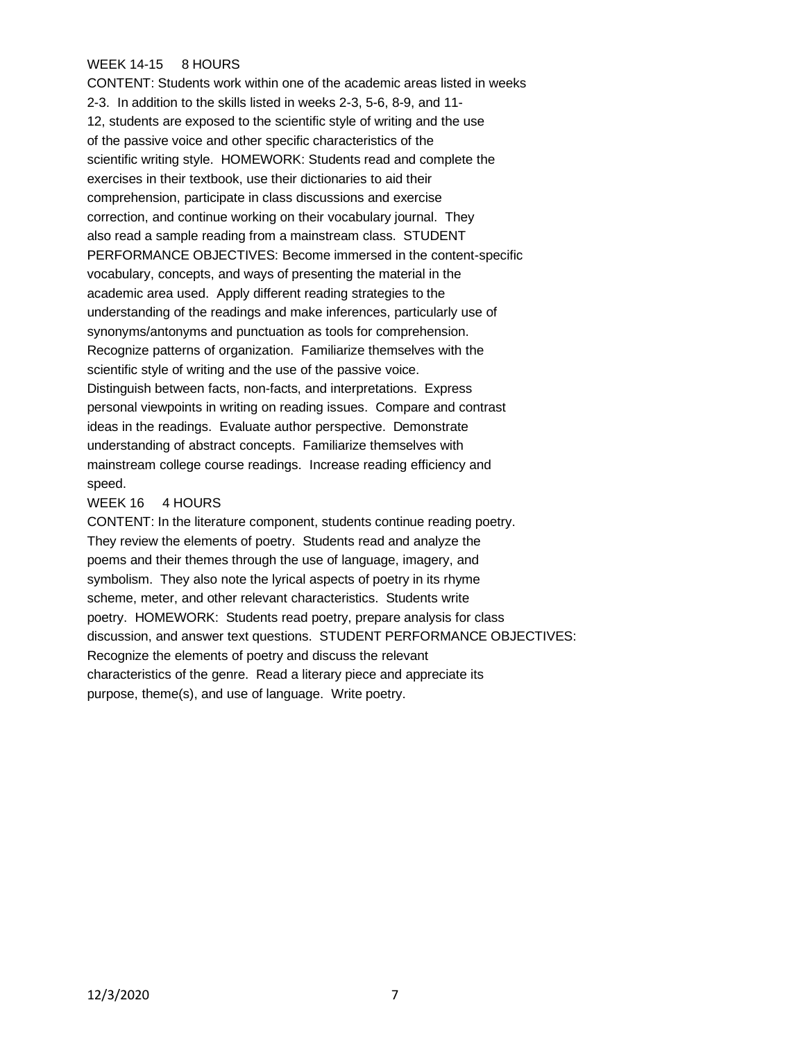WEEK 14-15 8 HOURS

CONTENT: Students work within one of the academic areas listed in weeks 2-3. In addition to the skills listed in weeks 2-3, 5-6, 8-9, and 11-12, students are exposed to the scientific style of writing and the use of the passive voice and other specific characteristics of the scientific writing style. HOMEWORK: Students read and complete the exercises in their textbook, use their dictionaries to aid their comprehension, participate in class discussions and exercise correction, and continue working on their vocabulary journal. They also read a sample reading from a mainstream class. STUDENT PERFORMANCE OBJECTIVES: Become immersed in the content-specific vocabulary, concepts, and ways of presenting the material in the academic area used. Apply different reading strategies to the understanding of the readings and make inferences, particularly use of synonyms/antonyms and punctuation as tools for comprehension. Recognize patterns of organization. Familiarize themselves with the scientific style of writing and the use of the passive voice. Distinguish between facts, non-facts, and interpretations. Express personal viewpoints in writing on reading issues. Compare and contrast ideas in the readings. Evaluate author perspective. Demonstrate understanding of abstract concepts. Familiarize themselves with mainstream college course readings. Increase reading efficiency and speed.

WEEK 16 4 HOURS

CONTENT: In the literature component, students continue reading poetry. They review the elements of poetry. Students read and analyze the poems and their themes through the use of language, imagery, and symbolism. They also note the lyrical aspects of poetry in its rhyme scheme, meter, and other relevant characteristics. Students write poetry. HOMEWORK: Students read poetry, prepare analysis for class discussion, and answer text questions. STUDENT PERFORMANCE OBJECTIVES: Recognize the elements of poetry and discuss the relevant characteristics of the genre. Read a literary piece and appreciate its purpose, theme(s), and use of language. Write poetry.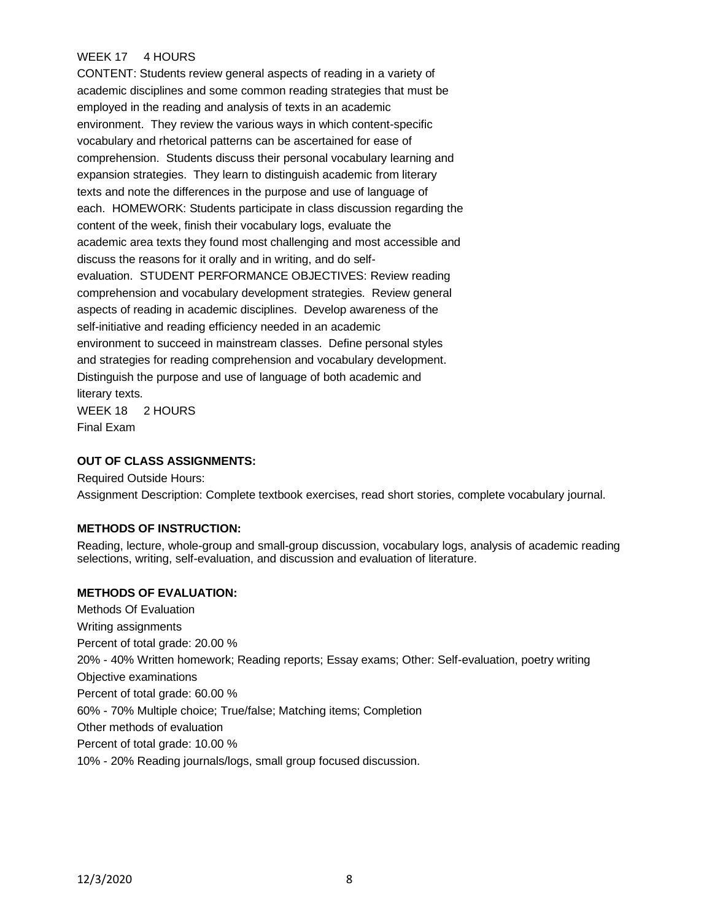WEEK 17 4 HOURS

CONTENT: Students review general aspects of reading in a variety of academic disciplines and some common reading strategies that must be employed in the reading and analysis of texts in an academic environment. They review the various ways in which content-specific vocabulary and rhetorical patterns can be ascertained for ease of comprehension. Students discuss their personal vocabulary learning and expansion strategies. They learn to distinguish academic from literary texts and note the differences in the purpose and use of language of each. HOMEWORK: Students participate in class discussion regarding the content of the week, finish their vocabulary logs, evaluate the academic area texts they found most challenging and most accessible and discuss the reasons for it orally and in writing, and do self-evaluation. STUDENT PERFORMANCE OBJECTIVES: Review reading comprehension and vocabulary development strategies. Review general aspects of reading in academic disciplines. Develop awareness of the self-initiative and reading efficiency needed in an academic environment to succeed in mainstream classes. Define personal styles and strategies for reading comprehension and vocabulary development. Distinguish the purpose and use of language of both academic and literary texts.

WEEK 18 2 HOURS

Final Exam

**OUT OF CLASS ASSIGNMENTS:**

Required Outside Hours:

Assignment Description: Complete textbook exercises, read short stories, complete vocabulary journal.

**METHODS OF INSTRUCTION:**

Reading, lecture, whole-group and small-group discussion, vocabulary logs, analysis of academic reading selections, writing, self-evaluation, and discussion and evaluation of literature.

**METHODS OF EVALUATION:**

Methods Of Evaluation

Writing assignments

Percent of total grade: 20.00 %

20% - 40% Written homework; Reading reports; Essay exams; Other: Self-evaluation, poetry writing

Objective examinations

Percent of total grade: 60.00 %

60% - 70% Multiple choice; True/false; Matching items; Completion

Other methods of evaluation

Percent of total grade: 10.00 %

10% - 20% Reading journals/logs, small group focused discussion.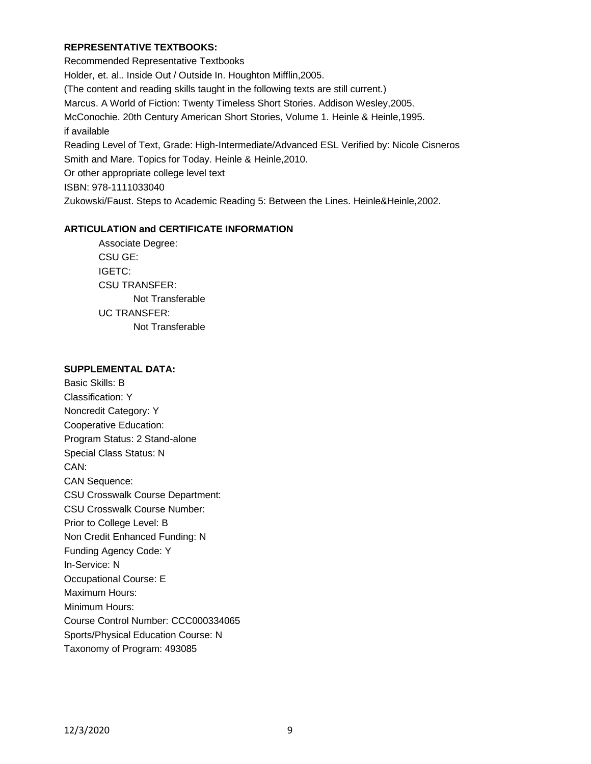**REPRESENTATIVE TEXTBOOKS:**

Recommended Representative Textbooks

Holder, et. al.. Inside Out / Outside In. Houghton Mifflin,2005.

(The content and reading skills taught in the following texts are still current.)

Marcus. A World of Fiction: Twenty Timeless Short Stories. Addison Wesley,2005.

McConochie. 20th Century American Short Stories, Volume 1. Heinle & Heinle,1995.

if available

Reading Level of Text, Grade: High-Intermediate/Advanced ESL Verified by: Nicole Cisneros

Smith and Mare. Topics for Today. Heinle & Heinle,2010.

Or other appropriate college level text

ISBN: 978-1111033040

Zukowski/Faust. Steps to Academic Reading 5: Between the Lines. Heinle&Heinle,2002.

**ARTICULATION and CERTIFICATE INFORMATION**

Associate Degree:

CSU GE:

IGETC:

CSU TRANSFER:

Not Transferable

UC TRANSFER:

Not Transferable

**SUPPLEMENTAL DATA:**

Basic Skills: B

Classification: Y

Noncredit Category: Y

Cooperative Education:

Program Status: 2 Stand-alone

Special Class Status: N

CAN:

CAN Sequence:

CSU Crosswalk Course Department:

CSU Crosswalk Course Number:

Prior to College Level: B

Non Credit Enhanced Funding: N

Funding Agency Code: Y

In-Service: N

Occupational Course: E

Maximum Hours:

Minimum Hours:

Course Control Number: CCC000334065

Sports/Physical Education Course: N

Taxonomy of Program: 493085